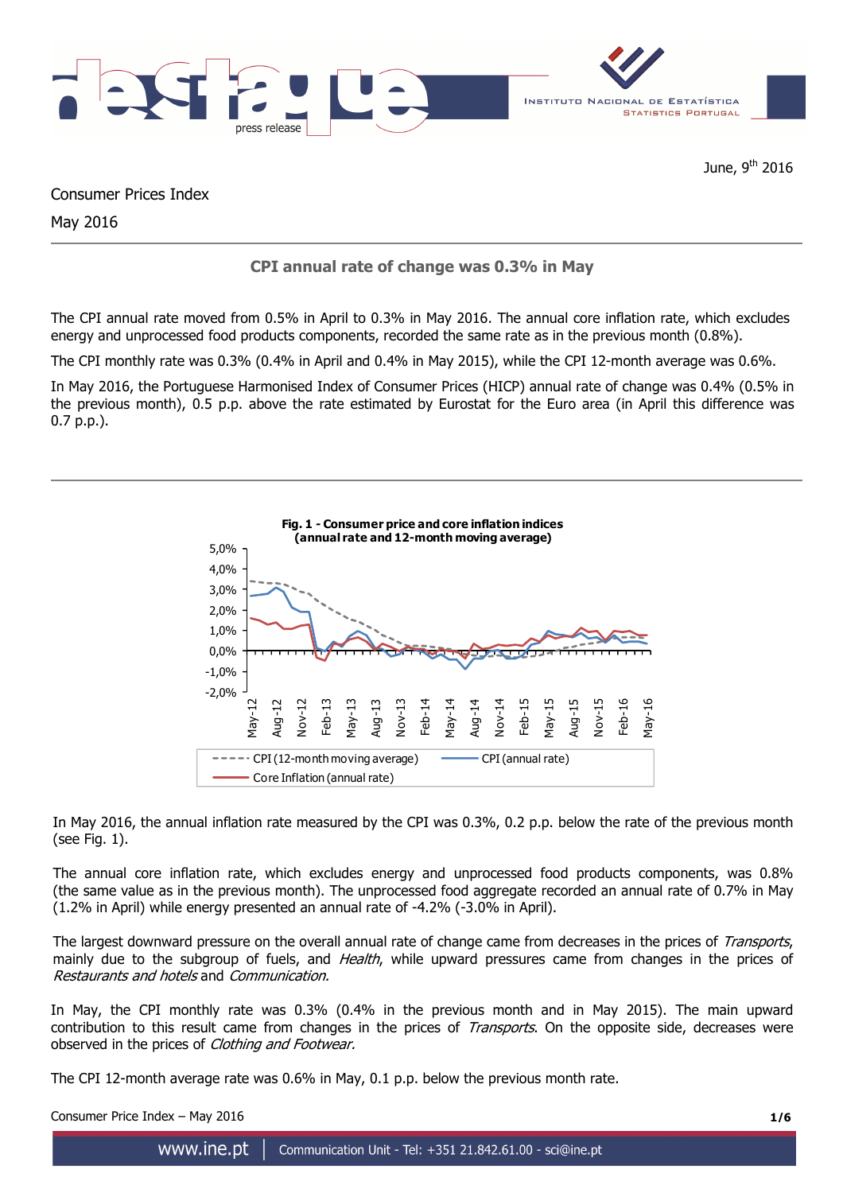June, 9th 2016

Consumer Prices Index

May 2016

## CPI annual rate of change was 0.3% in May

The CPI annual rate moved from 0.5% in April to 0.3% in May 2016. The annual core inflation rate, which excludes energy and unprocessed food products components, recorded the same rate as in the previous month (0.8%).

The CPI monthly rate was 0.3% (0.4% in April and 0.4% in May 2015), while the CPI 12-month average was 0.6%.

In May 2016, the Portuguese Harmonised Index of Consumer Prices (HICP) annual rate of change was 0.4% (0.5% in the previous month), 0.5 p.p. above the rate estimated by Eurostat for the Euro area (in April this difference was 0.7 p.p.).

**Fig. 1 - Consumer price and core inflation indices (annual rate and 12-month moving average)**

5,0%
4,0%
3,0%
2,0%
1,0%
0,0%
-1,0%
-2,0%

May-12 Aug-12 Nov-12 Feb-13 May-13 Aug-13 Nov-13 Feb-14 May-14 Aug-14 Nov-14 Feb-15 May-15 Aug-15 Nov-15 Feb-16 May-16

CPI (12-month moving average)
CPI (annual rate)
Core Inflation (annual rate)

In May 2016, the annual inflation rate measured by the CPI was 0.3%, 0.2 p.p. below the rate of the previous month (see Fig. 1).

The annual core inflation rate, which excludes energy and unprocessed food products components, was 0.8% (the same value as in the previous month). The unprocessed food aggregate recorded an annual rate of 0.7% in May (1.2% in April) while energy presented an annual rate of -4.2% (-3.0% in April).

The largest downward pressure on the overall annual rate of change came from decreases in the prices of *Transports*, mainly due to the subgroup of fuels, and *Health*, while upward pressures came from changes in the prices of *Restaurants and hotels* and *Communication.*

In May, the CPI monthly rate was 0.3% (0.4% in the previous month and in May 2015). The main upward contribution to this result came from changes in the prices of *Transports*. On the opposite side, decreases were observed in the prices of *Clothing and Footwear.*

The CPI 12-month average rate was 0.6% in May, 0.1 p.p. below the previous month rate.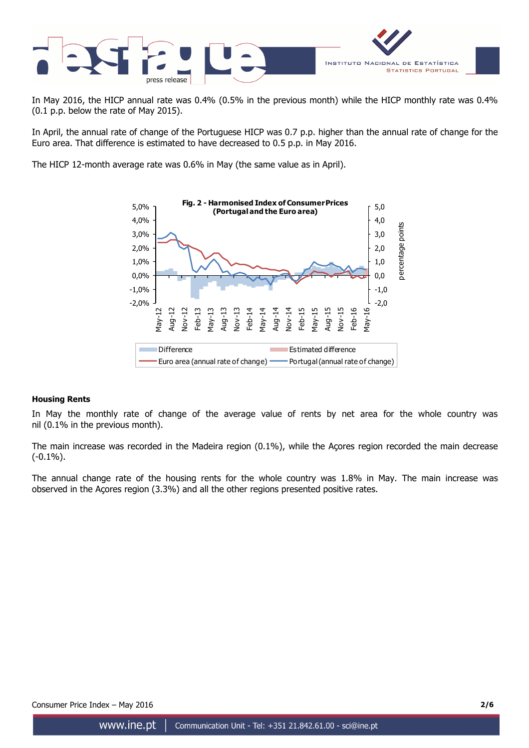In May 2016, the HICP annual rate was 0.4% (0.5% in the previous month) while the HICP monthly rate was 0.4% (0.1 p.p. below the rate of May 2015).

In April, the annual rate of change of the Portuguese HICP was 0.7 p.p. higher than the annual rate of change for the Euro area. That difference is estimated to have decreased to 0.5 p.p. in May 2016.

The HICP 12-month average rate was 0.6% in May (the same value as in April).

**Fig. 2 - Harmonised Index of Consumer Prices (Portugal and the Euro area)**

5,0%
4,0%
3,0%
2,0%
1,0%
0,0%
-1,0%
-2,0%

5,0
4,0
3,0
2,0
1,0
0,0
-1,0
-2,0

percentage points

May-12 Aug-12 Nov-12 Feb-13 May-13 Aug-13 Nov-13 Feb-14 May-14 Aug-14 Nov-14 Feb-15 May-15 Aug-15 Nov-15 Feb-16 May-16

Difference
Estimated difference
Euro area (annual rate of change)
Portugal (annual rate of change)

### Housing Rents

In May the monthly rate of change of the average value of rents by net area for the whole country was nil (0.1% in the previous month).

The main increase was recorded in the Madeira region (0.1%), while the Açores region recorded the main decrease (-0.1%).

The annual change rate of the housing rents for the whole country was 1.8% in May. The main increase was observed in the Açores region (3.3%) and all the other regions presented positive rates.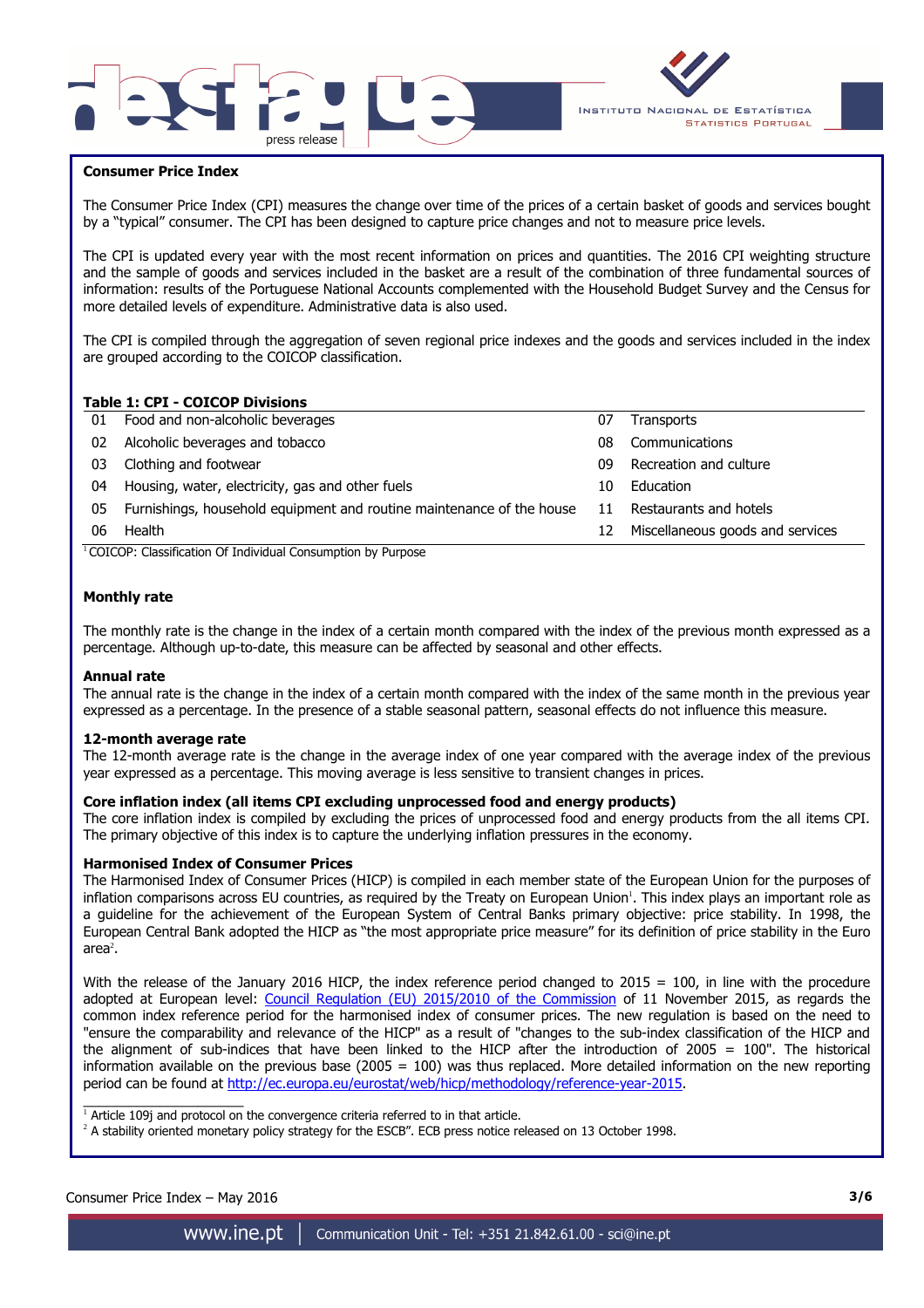## Consumer Price Index

The Consumer Price Index (CPI) measures the change over time of the prices of a certain basket of goods and services bought by a "typical" consumer. The CPI has been designed to capture price changes and not to measure price levels.

The CPI is updated every year with the most recent information on prices and quantities. The 2016 CPI weighting structure and the sample of goods and services included in the basket are a result of the combination of three fundamental sources of information: results of the Portuguese National Accounts complemented with the Household Budget Survey and the Census for more detailed levels of expenditure. Administrative data is also used.

The CPI is compiled through the aggregation of seven regional price indexes and the goods and services included in the index are grouped according to the COICOP classification.

**Table 1: CPI - COICOP Divisions**

| | | | |
|---|---|---|---|
| 01 | Food and non-alcohol beverages | 07 | Transports |
| 02 | Alcoholic beverages and tobacco | 08 | Communications |
| 03 | Clothing and footwear | 09 | Recreation and culture |
| 04 | Housing, water, electricity, gas and other fuels | 10 | Education |
| 05 | Furnishings, household equipment and routine maintenance of the house | 11 | Restaurants and hotels |
| 06 | Health | 12 | Miscellaneous goods and services |

[1] COICOP: Classification Of Individual Consumption by Purpose

### Monthly rate

The monthly rate is the change in the index of a certain month compared with the index of the previous month expressed as a percentage. Although up-to-date, this measure can be affected by seasonal and other effects.

### Annual rate

The annual rate is the change in the index of a certain month compared with the index of the same month in the previous year expressed as a percentage. In the presence of a stable seasonal pattern, seasonal effects do not influence this measure.

### 12-month average rate

The 12-month average rate is the change in the average index of one year compared with the average index of the previous year expressed as a percentage. This moving average is less sensitive to transient changes in prices.

### Core inflation index (all items CPI excluding unprocessed food and energy products)

The core inflation index is compiled by excluding the prices of unprocessed food and energy products from the all items CPI. The primary objective of this index is to capture the underlying inflation pressures in the economy.

### Harmonised Index of Consumer Prices

The Harmonised Index of Consumer Prices (HICP) is compiled in each member state of the European Union for the purposes of inflation comparisons across EU countries, as required by the Treaty on European Union[1]. This index plays an important role as a guideline for the achievement of the European System of Central Banks primary objective: price stability. In 1998, the European Central Bank adopted the HICP as "the most appropriate price measure" for its definition of price stability in the Euro area[2].

With the release of the January 2016 HICP, the index reference period changed to 2015 = 100, in line with the procedure adopted at European level: Council Regulation (EU) 2015/2010 of the Commission of 11 November 2015, as regards the common index reference period for the harmonised index of consumer prices. The new regulation is based on the need to "ensure the comparability and relevance of the HICP" as a result of "changes to the sub-index classification of the HICP and the alignment of sub-indices that have been linked to the HICP after the introduction of 2005 = 100". The historical information available on the previous base (2005 = 100) was thus replaced. More detailed information on the new reporting period can be found at http://ec.europa.eu/eurostat/web/hicp/methodology/reference-year-2015.

[1] Article 109j and protocol on the convergence criteria referred to in that article.

[2] A stability oriented monetary policy strategy for the ESCB". ECB press notice released on 13 October 1998.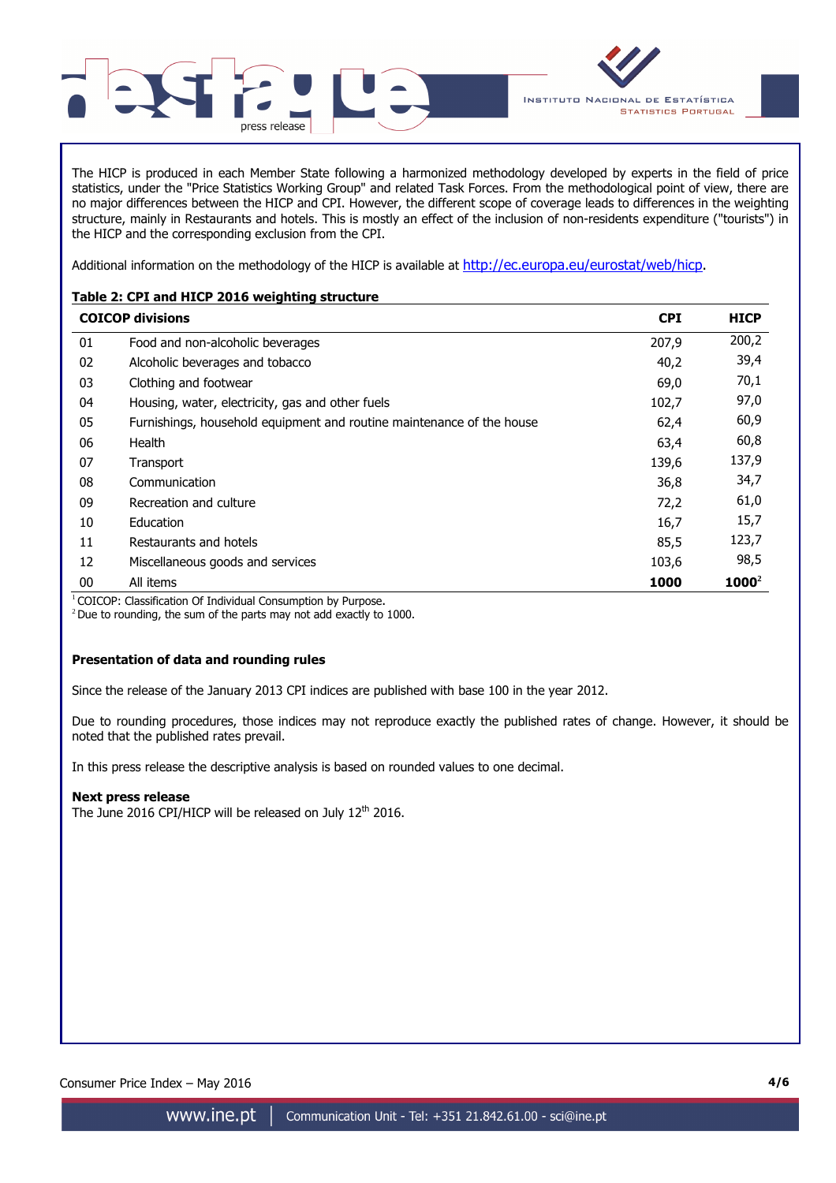The HICP is produced in each Member State following a harmonized methodology developed by experts in the field of price statistics, under the "Price Statistics Working Group" and related Task Forces. From the methodological point of view, there are no major differences between the HICP and CPI. However, the different scope of coverage leads to differences in the weighting structure, mainly in Restaurants and hotels. This is mostly an effect of the inclusion of non-residents expenditure ("tourists") in the HICP and the corresponding exclusion from the CPI.

Additional information on the methodology of the HICP is available at http://ec.europa.eu/eurostat/web/hicp.

**Table 2: CPI and HICP 2016 weighting structure**

| COICOP divisions | | CPI | HICP |
|---|---|---|---|
| 01 | Food and non-alcoholic beverages | 207,9 | 200,2 |
| 02 | Alcoholic beverages and tobacco | 40,2 | 39,4 |
| 03 | Clothing and footwear | 69,0 | 70,1 |
| 04 | Housing, water, electricity, gas and other fuels | 102,7 | 97,0 |
| 05 | Furnishings, household equipment and routine maintenance of the house | 62,4 | 60,9 |
| 06 | Health | 63,4 | 60,8 |
| 07 | Transport | 139,6 | 137,9 |
| 08 | Communication | 36,8 | 34,7 |
| 09 | Recreation and culture | 72,2 | 61,0 |
| 10 | Education | 16,7 | 15,7 |
| 11 | Restaurants and hotels | 85,5 | 123,7 |
| 12 | Miscellaneous goods and services | 103,6 | 98,5 |
| 00 | All items | **1000** | **1000**[2] |

[1] COICOP: Classification Of Individual Consumption by Purpose.
[2] Due to rounding, the sum of the parts may not add exactly to 1000.

**Presentation of data and rounding rules**

Since the release of the January 2013 CPI indices are published with base 100 in the year 2012.

Due to rounding procedures, those indices may not reproduce exactly the published rates of change. However, it should be noted that the published rates prevail.

In this press release the descriptive analysis is based on rounded values to one decimal.

**Next press release**
The June 2016 CPI/HICP will be released on July 12th 2016.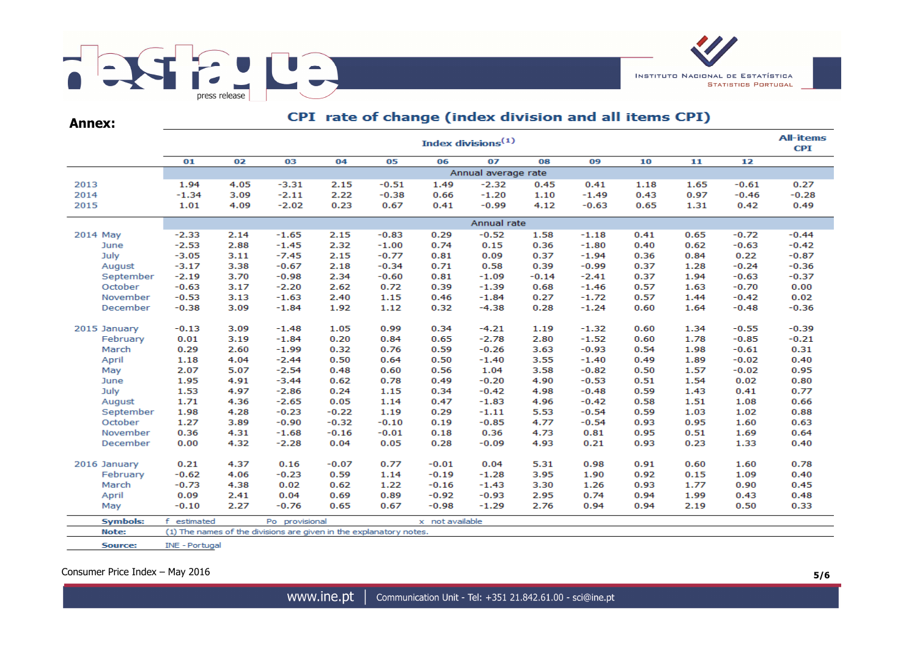**Annex:**

## CPI rate of change (index division and all items CPI)

| | Index divisions[1] | | | | | | | | | | | | All-items CPI |
|---|---|---|---|---|---|---|---|---|---|---|---|---|---|
| | 01 | 02 | 03 | 04 | 05 | 06 | 07 | 08 | 09 | 10 | 11 | 12 | |
| | Annual average rate | | | | | | | | | | | | |
| 2013 | 1.94 | 4.05 | -3.31 | 2.15 | -0.51 | 1.49 | -2.32 | 0.45 | 0.41 | 1.18 | 1.65 | -0.61 | 0.27 |
| 2014 | -1.34 | 3.09 | -2.11 | 2.22 | -0.38 | 0.66 | -1.20 | 1.10 | -1.49 | 0.43 | 0.97 | -0.46 | -0.28 |
| 2015 | 1.01 | 4.09 | -2.02 | 0.23 | 0.67 | 0.41 | -0.99 | 4.12 | -0.63 | 0.65 | 1.31 | 0.42 | 0.49 |
| | Annual rate | | | | | | | | | | | | |
| 2014 May | -2.33 | 2.14 | -1.65 | 2.15 | -0.83 | 0.29 | -0.52 | 1.58 | -1.18 | 0.41 | 0.65 | -0.72 | -0.44 |
| June | -2.53 | 2.88 | -1.45 | 2.32 | -1.00 | 0.74 | 0.15 | 0.36 | -1.80 | 0.40 | 0.62 | -0.63 | -0.42 |
| July | -3.05 | 3.11 | -7.45 | 2.15 | -0.77 | 0.81 | 0.09 | 0.37 | -1.94 | 0.36 | 0.84 | 0.22 | -0.87 |
| August | -3.17 | 3.38 | -0.67 | 2.18 | -0.34 | 0.71 | 0.58 | 0.39 | -0.99 | 0.37 | 1.28 | -0.24 | -0.36 |
| September | -2.19 | 3.70 | -0.98 | 2.34 | -0.60 | 0.81 | -1.09 | -0.14 | -2.41 | 0.37 | 1.94 | -0.63 | -0.37 |
| October | -0.63 | 3.17 | -2.20 | 2.62 | 0.72 | 0.39 | -1.39 | 0.68 | -1.46 | 0.57 | 1.63 | -0.70 | 0.00 |
| November | -0.53 | 3.13 | -1.63 | 2.40 | 1.15 | 0.46 | -1.84 | 0.27 | -1.72 | 0.57 | 1.44 | -0.42 | 0.02 |
| December | -0.38 | 3.09 | -1.84 | 1.92 | 1.12 | 0.32 | -4.38 | 0.28 | -1.24 | 0.60 | 1.64 | -0.48 | -0.36 |
| 2015 January | -0.13 | 3.09 | -1.48 | 1.05 | 0.99 | 0.34 | -4.21 | 1.19 | -1.32 | 0.60 | 1.34 | -0.55 | -0.39 |
| February | 0.01 | 3.19 | -1.84 | 0.20 | 0.84 | 0.65 | -2.78 | 2.80 | -1.52 | 0.60 | 1.78 | -0.85 | -0.21 |
| March | 0.29 | 2.60 | -1.99 | 0.32 | 0.76 | 0.59 | -0.26 | 3.63 | -0.93 | 0.54 | 1.98 | -0.61 | 0.31 |
| April | 1.18 | 4.04 | -2.44 | 0.50 | 0.64 | 0.50 | -1.40 | 3.55 | -1.40 | 0.49 | 1.89 | -0.02 | 0.40 |
| May | 2.07 | 5.07 | -2.54 | 0.48 | 0.60 | 0.56 | 1.04 | 3.58 | -0.82 | 0.50 | 1.57 | -0.02 | 0.95 |
| June | 1.95 | 4.91 | -3.44 | 0.62 | 0.78 | 0.49 | -0.20 | 4.90 | -0.53 | 0.51 | 1.54 | 0.02 | 0.80 |
| July | 1.53 | 4.97 | -2.86 | 0.24 | 1.15 | 0.34 | -0.42 | 4.98 | -0.48 | 0.59 | 1.43 | 0.41 | 0.77 |
| August | 1.71 | 4.36 | -2.65 | 0.05 | 1.14 | 0.47 | -1.83 | 4.96 | -0.42 | 0.58 | 1.51 | 1.08 | 0.66 |
| September | 1.98 | 4.28 | -0.23 | -0.22 | 1.19 | 0.29 | -1.11 | 5.53 | -0.54 | 0.59 | 1.03 | 1.02 | 0.88 |
| October | 1.27 | 3.89 | -0.90 | -0.32 | -0.10 | 0.19 | -0.85 | 4.77 | -0.54 | 0.93 | 0.95 | 1.60 | 0.63 |
| November | 0.36 | 4.31 | -1.68 | -0.16 | -0.01 | 0.18 | 0.36 | 4.73 | 0.81 | 0.95 | 0.51 | 1.69 | 0.64 |
| December | 0.00 | 4.32 | -2.28 | 0.04 | 0.05 | 0.28 | -0.09 | 4.93 | 0.21 | 0.93 | 0.23 | 1.33 | 0.40 |
| 2016 January | 0.21 | 4.37 | 0.16 | -0.07 | 0.77 | -0.01 | 0.04 | 5.31 | 0.98 | 0.91 | 0.60 | 1.60 | 0.78 |
| February | -0.62 | 4.06 | -0.23 | 0.59 | 1.14 | -0.19 | -1.28 | 3.95 | 1.90 | 0.92 | 0.15 | 1.09 | 0.40 |
| March | -0.73 | 4.38 | 0.02 | 0.62 | 1.22 | -0.16 | -1.43 | 3.30 | 1.26 | 0.93 | 1.77 | 0.90 | 0.45 |
| April | 0.09 | 2.41 | 0.04 | 0.69 | 0.89 | -0.92 | -0.93 | 2.95 | 0.74 | 0.94 | 1.99 | 0.43 | 0.48 |
| May | -0.10 | 2.27 | -0.76 | 0.65 | 0.67 | -0.98 | -1.29 | 2.76 | 0.94 | 0.94 | 2.19 | 0.50 | 0.33 |

**Symbols:** f estimated Po provisional x not available

**Note:** (1) The names of the divisions are given in the explanatory notes.

**Source:** INE - Portugal

Consumer Price Index – May 2016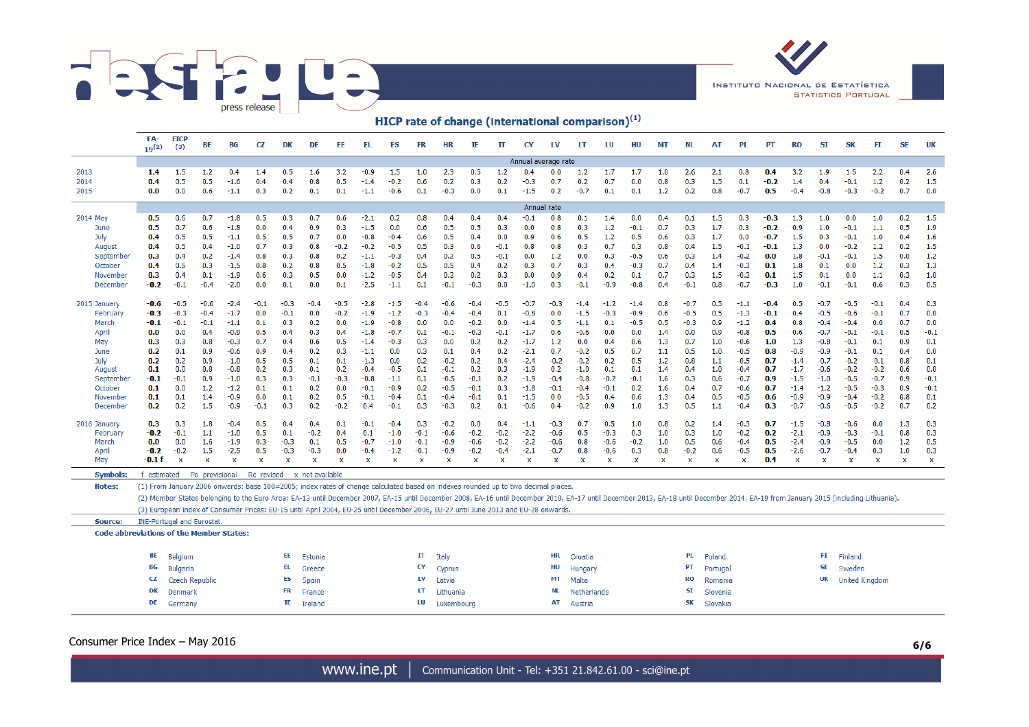## HICP rate of change (international comparison)[1]

| | EA-19[2] | EICP [3] | BE | BG | CZ | DK | DE | EE | EL | ES | FR | HR | IE | IT | CY | LV | LT | LU | HU | MT | NL | AT | PL | PT | RO | SI | SK | FI | SE | UK |
|---|---|---|---|---|---|---|---|---|---|---|---|---|---|---|---|---|---|---|---|---|---|---|---|---|---|---|---|---|---|---|
| | Annual average rate | | | | | | | | | | | | | | | | | | | | | | | | | | | | | |
| 2013 | **1.4** | 1.5 | 1.2 | 0.4 | 1.4 | 0.5 | 1.6 | 3.2 | -0.9 | 1.5 | 1.0 | 2.3 | 0.5 | 1.2 | 0.4 | 0.0 | 1.2 | 1.7 | 1.7 | 1.0 | 2.6 | 2.1 | 0.8 | **0.4** | 3.2 | 1.9 | 1.5 | 2.2 | 0.4 | 2.6 |
| 2014 | **0.4** | 0.5 | 0.5 | -1.6 | 0.4 | 0.4 | 0.8 | 0.5 | -1.4 | -0.2 | 0.6 | 0.2 | 0.3 | 0.2 | -0.3 | 0.7 | 0.2 | 0.7 | 0.0 | 0.8 | 0.3 | 1.5 | 0.1 | **-0.2** | 1.4 | 0.4 | -0.1 | 1.2 | 0.2 | 1.5 |
| 2015 | **0.0** | 0.0 | 0.6 | -1.1 | 0.3 | 0.2 | 0.1 | 0.1 | -1.1 | -0.6 | 0.1 | -0.3 | 0.0 | 0.1 | -1.5 | 0.2 | -0.7 | 0.1 | 0.1 | 1.2 | 0.2 | 0.8 | -0.7 | **0.5** | -0.4 | -0.8 | -0.3 | -0.2 | 0.7 | 0.0 |
| | Annual rate | | | | | | | | | | | | | | | | | | | | | | | | | | | | | |
| 2014 May | **0.5** | 0.6 | 0.7 | -1.8 | 0.5 | 0.3 | 0.7 | 0.6 | -2.1 | 0.2 | 0.8 | 0.4 | 0.4 | 0.4 | -0.1 | 0.8 | 0.1 | 1.4 | 0.0 | 0.4 | 0.1 | 1.5 | 0.3 | **-0.3** | 1.3 | 1.0 | 0.0 | 1.0 | 0.2 | 1.5 |
| June | **0.5** | 0.7 | 0.6 | -1.8 | 0.0 | 0.4 | 0.9 | 0.3 | -1.5 | 0.0 | 0.6 | 0.5 | 0.5 | 0.3 | 0.0 | 0.8 | 0.3 | 1.2 | -0.1 | 0.7 | 0.3 | 1.7 | 0.3 | **-0.2** | 0.9 | 1.0 | -0.1 | 1.1 | 0.5 | 1.9 |
| July | **0.4** | 0.5 | 0.5 | -1.1 | 0.5 | 0.5 | 0.7 | 0.0 | -0.8 | -0.4 | 0.6 | 0.5 | 0.4 | 0.0 | 0.9 | 0.6 | 0.5 | 1.2 | 0.5 | 0.6 | 0.3 | 1.7 | 0.0 | **-0.7** | 1.5 | 0.3 | -0.1 | 1.0 | 0.4 | 1.6 |
| August | **0.4** | 0.5 | 0.4 | -1.0 | 0.7 | 0.3 | 0.8 | -0.2 | -0.2 | -0.5 | 0.5 | 0.3 | 0.6 | -0.1 | 0.8 | 0.8 | 0.3 | 0.7 | 0.3 | 0.8 | 0.4 | 1.5 | -0.1 | **-0.1** | 1.3 | 0.0 | -0.2 | 1.2 | 0.2 | 1.5 |
| September | **0.3** | 0.4 | 0.2 | -1.4 | 0.8 | 0.3 | 0.8 | 0.2 | -1.1 | -0.3 | 0.4 | 0.2 | 0.5 | -0.1 | 0.0 | 1.2 | 0.0 | 0.3 | -0.5 | 0.6 | 0.3 | 1.4 | -0.2 | **0.0** | 1.8 | -0.1 | -0.1 | 1.5 | 0.0 | 1.2 |
| October | **0.4** | 0.5 | 0.3 | -1.5 | 0.8 | 0.2 | 0.8 | 0.5 | -1.8 | -0.2 | 0.5 | 0.5 | 0.4 | 0.2 | 0.3 | 0.7 | 0.3 | 0.4 | -0.3 | 0.7 | 0.4 | 1.4 | -0.3 | **0.1** | 1.8 | 0.1 | 0.0 | 1.2 | 0.3 | 1.3 |
| November | **0.3** | 0.4 | 0.1 | -1.9 | 0.6 | 0.3 | 0.5 | 0.0 | -1.2 | -0.5 | 0.4 | 0.3 | 0.2 | 0.3 | 0.0 | 0.9 | 0.4 | 0.2 | 0.1 | 0.7 | 0.3 | 1.5 | -0.3 | **0.1** | 1.5 | 0.1 | 0.0 | 1.1 | 0.3 | 1.0 |
| December | **-0.2** | -0.1 | -0.4 | -2.0 | 0.0 | 0.1 | 0.0 | 0.1 | -2.5 | -1.1 | 0.1 | -0.1 | -0.3 | 0.0 | -1.0 | 0.3 | -0.1 | -0.9 | -0.8 | 0.4 | -0.1 | 0.8 | -0.7 | **-0.3** | 1.0 | -0.1 | -0.1 | 0.6 | 0.3 | 0.5 |
| 2015 January | **-0.6** | -0.5 | -0.6 | -2.4 | -0.1 | -0.3 | -0.4 | -0.5 | -2.8 | -1.5 | -0.4 | -0.6 | -0.4 | -0.5 | -0.7 | -0.3 | -1.4 | -1.2 | -1.4 | 0.8 | -0.7 | 0.5 | -1.1 | **-0.4** | 0.5 | -0.7 | -0.5 | -0.1 | 0.4 | 0.3 |
| February | **-0.3** | -0.3 | -0.4 | -1.7 | 0.0 | -0.1 | 0.0 | -0.2 | -1.9 | -1.2 | -0.3 | -0.4 | -0.4 | 0.1 | -0.8 | 0.0 | -1.5 | -0.3 | -0.9 | 0.6 | -0.5 | 0.5 | -1.3 | **-0.1** | 0.4 | -0.5 | -0.6 | -0.1 | 0.7 | 0.0 |
| March | **-0.1** | -0.1 | -0.1 | -1.1 | 0.1 | 0.3 | 0.2 | 0.0 | -1.9 | -0.8 | 0.0 | 0.0 | -0.2 | 0.0 | -1.4 | 0.5 | -1.1 | 0.1 | -0.5 | 0.5 | -0.3 | 0.9 | -1.2 | **0.4** | 0.8 | -0.4 | -0.4 | 0.0 | 0.7 | 0.0 |
| April | **0.0** | 0.0 | 0.4 | -0.9 | 0.5 | 0.4 | 0.3 | 0.4 | -1.8 | -0.7 | 0.1 | -0.1 | -0.3 | -0.1 | -1.7 | 0.6 | -0.6 | 0.0 | 0.0 | 1.4 | 0.0 | 0.9 | -0.8 | **0.5** | 0.6 | -0.7 | -0.1 | -0.1 | 0.5 | -0.1 |
| May | **0.3** | 0.3 | 0.8 | -0.3 | 0.7 | 0.4 | 0.6 | 0.5 | -1.4 | -0.3 | 0.3 | 0.0 | 0.2 | 0.2 | -1.7 | 1.2 | 0.0 | 0.4 | 0.6 | 1.3 | 0.7 | 1.0 | -0.6 | **1.0** | 1.3 | -0.8 | -0.1 | 0.1 | 0.9 | 0.1 |
| June | **0.2** | 0.1 | 0.9 | -0.6 | 0.9 | 0.4 | 0.2 | 0.3 | -1.1 | 0.0 | 0.3 | 0.1 | 0.4 | 0.2 | -2.1 | 0.7 | -0.2 | 0.5 | 0.7 | 1.1 | 0.5 | 1.0 | -0.5 | **0.8** | -0.9 | -0.9 | -0.1 | 0.1 | 0.4 | 0.0 |
| July | **0.2** | 0.2 | 0.9 | -1.0 | 0.5 | 0.5 | 0.1 | 0.1 | -1.3 | 0.0 | 0.2 | -0.2 | 0.2 | 0.4 | -2.4 | -0.2 | -0.2 | 0.2 | 0.5 | 1.2 | 0.8 | 1.1 | -0.5 | **0.7** | -1.4 | -0.7 | -0.2 | -0.1 | 0.8 | 0.1 |
| August | **0.1** | 0.0 | 0.8 | -0.8 | 0.2 | 0.3 | 0.1 | 0.2 | -0.4 | -0.5 | 0.1 | -0.1 | 0.2 | 0.3 | -1.9 | 0.2 | -1.0 | 0.1 | 0.1 | 1.4 | 0.4 | 1.0 | -0.4 | **0.7** | -1.7 | -0.6 | -0.2 | -0.2 | 0.6 | 0.0 |
| September | **-0.1** | -0.1 | 0.9 | -1.0 | 0.3 | 0.3 | -0.1 | -0.3 | -0.8 | -1.1 | 0.1 | -0.5 | -0.1 | 0.2 | -1.9 | -0.4 | -0.8 | -0.2 | -0.1 | 1.6 | 0.3 | 0.6 | -0.7 | **0.9** | -1.5 | -1.0 | -0.5 | -0.7 | 0.9 | -0.1 |
| October | **0.1** | 0.0 | 1.2 | -1.2 | 0.1 | 0.1 | 0.2 | 0.0 | -0.1 | -0.9 | 0.2 | -0.5 | -0.1 | 0.3 | -1.8 | -0.1 | -0.4 | -0.1 | 0.2 | 1.6 | 0.4 | 0.7 | -0.6 | **0.7** | -1.4 | -1.2 | -0.5 | -0.3 | 0.9 | -0.1 |
| November | **0.1** | 0.1 | 1.4 | -0.9 | 0.0 | 0.1 | 0.2 | 0.5 | -0.1 | -0.4 | 0.1 | -0.4 | -0.1 | 0.1 | -1.5 | 0.0 | -0.5 | 0.4 | 0.6 | 1.3 | 0.4 | 0.5 | -0.5 | **0.6** | -0.9 | -0.9 | -0.4 | -0.2 | 0.8 | 0.1 |
| December | **0.2** | 0.2 | 1.5 | -0.9 | -0.1 | 0.3 | 0.2 | -0.2 | 0.4 | -0.1 | 0.3 | -0.3 | 0.2 | 0.1 | -0.6 | 0.4 | -0.2 | 0.9 | 1.0 | 1.3 | 0.5 | 1.1 | -0.4 | **0.3** | -0.7 | -0.6 | -0.5 | -0.2 | 0.7 | 0.2 |
| 2016 January | **0.3** | 0.3 | 1.8 | -0.4 | 0.5 | 0.4 | 0.4 | 0.1 | -0.1 | -0.4 | 0.3 | -0.2 | 0.0 | 0.4 | -1.1 | -0.3 | 0.7 | 0.5 | 1.0 | 0.8 | 0.2 | 1.4 | -0.3 | **0.7** | -1.5 | -0.8 | -0.6 | 0.0 | 1.3 | 0.3 |
| February | **-0.2** | -0.1 | 1.1 | -1.0 | 0.5 | 0.1 | -0.2 | 0.4 | 0.1 | -1.0 | -0.1 | -0.6 | -0.2 | -0.2 | -2.2 | -0.6 | 0.5 | -0.3 | 0.3 | 1.0 | 0.3 | 1.0 | -0.2 | **0.2** | -2.1 | -0.9 | -0.3 | -0.1 | 0.8 | 0.3 |
| March | **0.0** | 0.0 | 1.6 | -1.9 | 0.3 | -0.3 | 0.1 | 0.5 | -0.7 | -1.0 | -0.1 | -0.9 | -0.6 | -0.2 | -2.2 | -0.6 | 0.8 | -0.6 | -0.2 | 1.0 | 0.5 | 0.6 | -0.4 | **0.5** | -2.4 | -0.9 | -0.5 | 0.0 | 1.2 | 0.5 |
| April | **-0.2** | -0.2 | 1.5 | -2.5 | 0.5 | -0.3 | -0.3 | 0.0 | -0.4 | -1.2 | -0.1 | -0.9 | -0.2 | -0.4 | -2.1 | -0.7 | 0.8 | -0.6 | 0.3 | 0.8 | -0.2 | 0.6 | -0.5 | **0.5** | -2.6 | -0.7 | -0.4 | 0.3 | 1.0 | 0.3 |
| May | **-0.1 f** | x | x | x | x | x | x | x | x | x | x | x | x | x | x | x | x | x | x | x | x | x | x | **0.4** | x | x | x | x | x | x |

**Symbols:** f estimated Po provisional Rc revised x not available

**Notes:** (1) From January 2006 onwards: base 100=2005; index rates of change calculated based on indexes rounded up to two decimal places.

(2) Member States belonging to the Euro Area: EA-13 until December 2007, EA-15 until December 2008, EA-16 until December 2010, EA-17 until December 2013, EA-18 until December 2014, EA-19 from January 2015 (including Lithuania).

(3) European Index of Consumer Prices: EU-15 until April 2004, EU-25 until December 2006, EU-27 until June 2013 and EU-28 onwards.

**Source:** INE-Portugal and Eurostat.

**Code abbreviations of the Member States:**

| | | | | | | | | | | | |
|---|---|---|---|---|---|---|---|---|---|---|---|
| BE | Belgium | EE | Estonia | IT | Italy | HR | Croatia | PL | Poland | FI | Finland |
| BG | Bulgaria | EL | Greece | CY | Cyprus | HU | Hungary | PT | Portugal | SE | Sweden |
| CZ | Czech Republic | ES | Spain | LV | Latvia | MT | Malta | RO | Romania | UK | United Kingdom |
| DK | Denmark | FR | France | LT | Lithuania | NL | Netherlands | SI | Slovenia | | |
| DE | Germany | IE | Ireland | LU | Luxembourg | AT | Austria | SK | Slovakia | | |